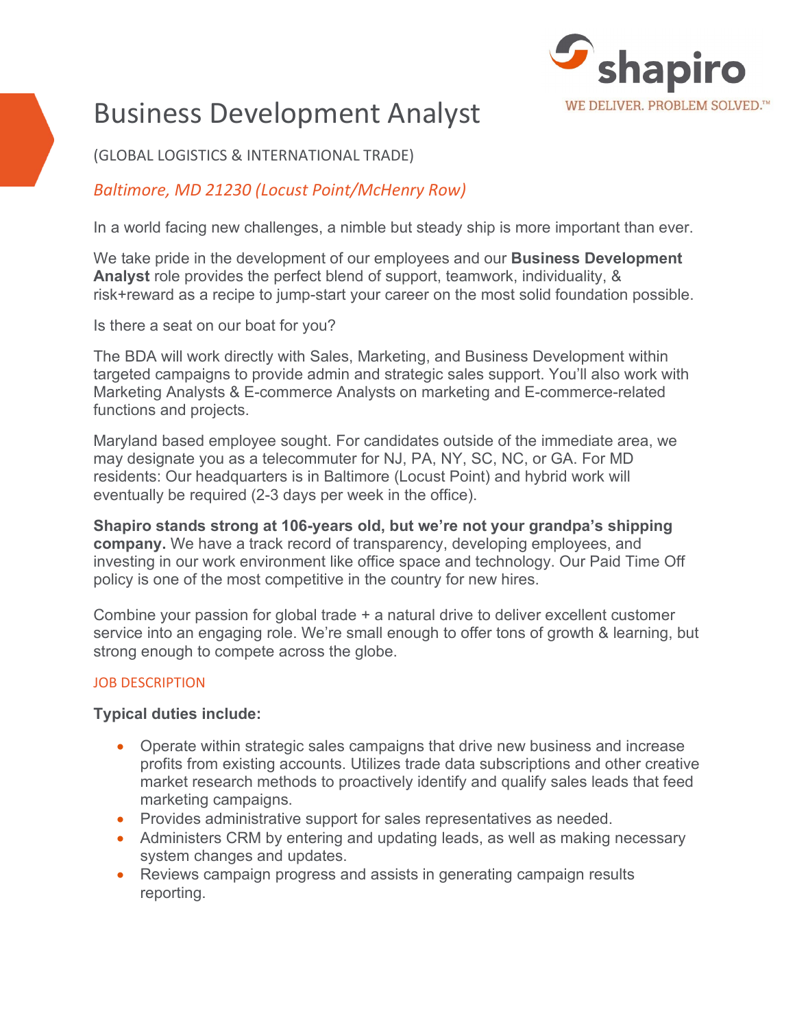shapiro

WE DELIVER. PROBLEM SOLVED.™

# Business Development Analyst

(GLOBAL LOGISTICS & INTERNATIONAL TRADE)

*Baltimore, MD 21230 (Locust Point/McHenry Row)*

In a world facing new challenges, a nimble but steady ship is more important than ever.

We take pride in the development of our employees and our **Business Development Analyst** role provides the perfect blend of support, teamwork, individuality, & risk+reward as a recipe to jump-start your career on the most solid foundation possible.

Is there a seat on our boat for you?

The BDA will work directly with Sales, Marketing, and Business Development within targeted campaigns to provide admin and strategic sales support. You'll also work with Marketing Analysts & E-commerce Analysts on marketing and E-commerce-related functions and projects.

Maryland based employee sought. For candidates outside of the immediate area, we may designate you as a telecommuter for NJ, PA, NY, SC, NC, or GA. For MD residents: Our headquarters is in Baltimore (Locust Point) and hybrid work will eventually be required (2-3 days per week in the office).

**Shapiro stands strong at 106-years old, but we're not your grandpa's shipping company.** We have a track record of transparency, developing employees, and investing in our work environment like office space and technology. Our Paid Time Off policy is one of the most competitive in the country for new hires.

Combine your passion for global trade + a natural drive to deliver excellent customer service into an engaging role. We're small enough to offer tons of growth & learning, but strong enough to compete across the globe.

## JOB DESCRIPTION

**Typical duties include:**

- Operate within strategic sales campaigns that drive new business and increase profits from existing accounts. Utilizes trade data subscriptions and other creative market research methods to proactively identify and qualify sales leads that feed marketing campaigns.
- Provides administrative support for sales representatives as needed.
- Administers CRM by entering and updating leads, as well as making necessary system changes and updates.
- Reviews campaign progress and assists in generating campaign results reporting.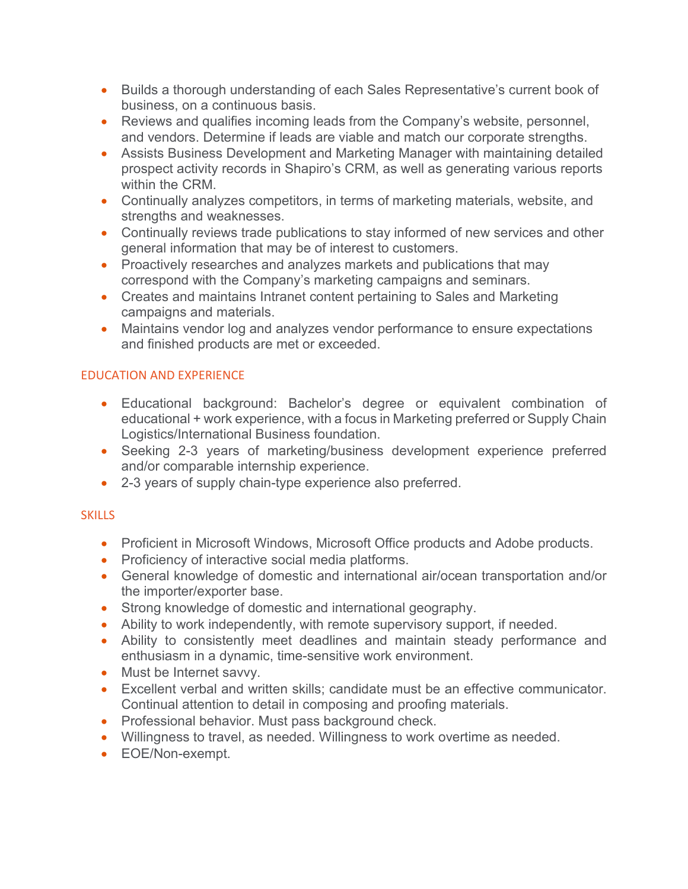- Builds a thorough understanding of each Sales Representative's current book of business, on a continuous basis.
- Reviews and qualifies incoming leads from the Company's website, personnel, and vendors. Determine if leads are viable and match our corporate strengths.
- Assists Business Development and Marketing Manager with maintaining detailed prospect activity records in Shapiro's CRM, as well as generating various reports within the CRM.
- Continually analyzes competitors, in terms of marketing materials, website, and strengths and weaknesses.
- Continually reviews trade publications to stay informed of new services and other general information that may be of interest to customers.
- Proactively researches and analyzes markets and publications that may correspond with the Company's marketing campaigns and seminars.
- Creates and maintains Intranet content pertaining to Sales and Marketing campaigns and materials.
- Maintains vendor log and analyzes vendor performance to ensure expectations and finished products are met or exceeded.

## EDUCATION AND EXPERIENCE

- Educational background: Bachelor's degree or equivalent combination of educational + work experience, with a focus in Marketing preferred or Supply Chain Logistics/International Business foundation.
- Seeking 2-3 years of marketing/business development experience preferred and/or comparable internship experience.
- 2-3 years of supply chain-type experience also preferred.

## SKILLS

- Proficient in Microsoft Windows, Microsoft Office products and Adobe products.
- Proficiency of interactive social media platforms.
- General knowledge of domestic and international air/ocean transportation and/or the importer/exporter base.
- Strong knowledge of domestic and international geography.
- Ability to work independently, with remote supervisory support, if needed.
- Ability to consistently meet deadlines and maintain steady performance and enthusiasm in a dynamic, time-sensitive work environment.
- Must be Internet savvy.
- Excellent verbal and written skills; candidate must be an effective communicator. Continual attention to detail in composing and proofing materials.
- Professional behavior. Must pass background check.
- Willingness to travel, as needed. Willingness to work overtime as needed.
- EOE/Non-exempt.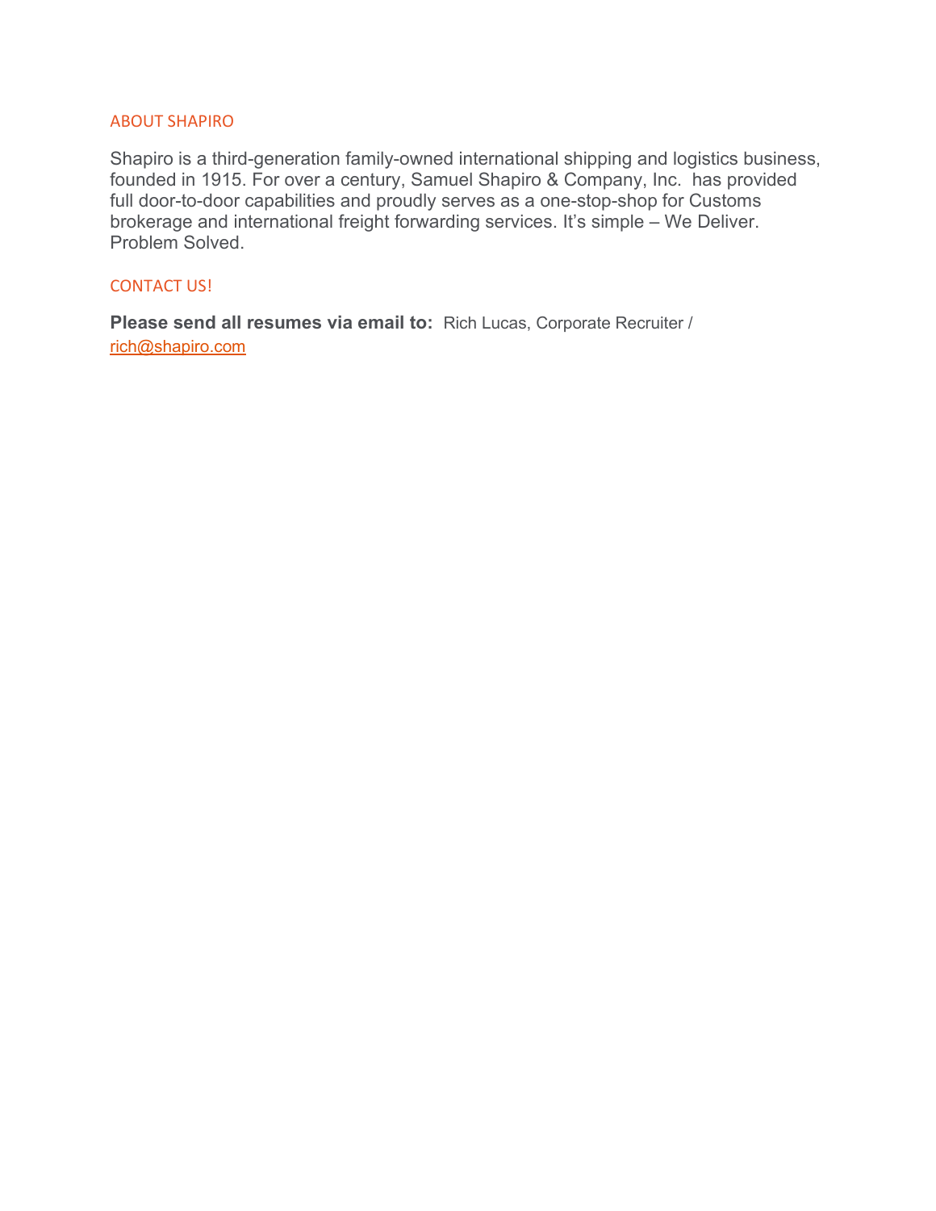## ABOUT SHAPIRO

Shapiro is a third-generation family-owned international shipping and logistics business, founded in 1915. For over a century, Samuel Shapiro & Company, Inc. has provided full door-to-door capabilities and proudly serves as a one-stop-shop for Customs brokerage and international freight forwarding services. It's simple – We Deliver. Problem Solved.

## CONTACT US!

**Please send all resumes via email to:** Rich Lucas, Corporate Recruiter / [rich@shapiro.com](mailto:rich@shapiro.com)